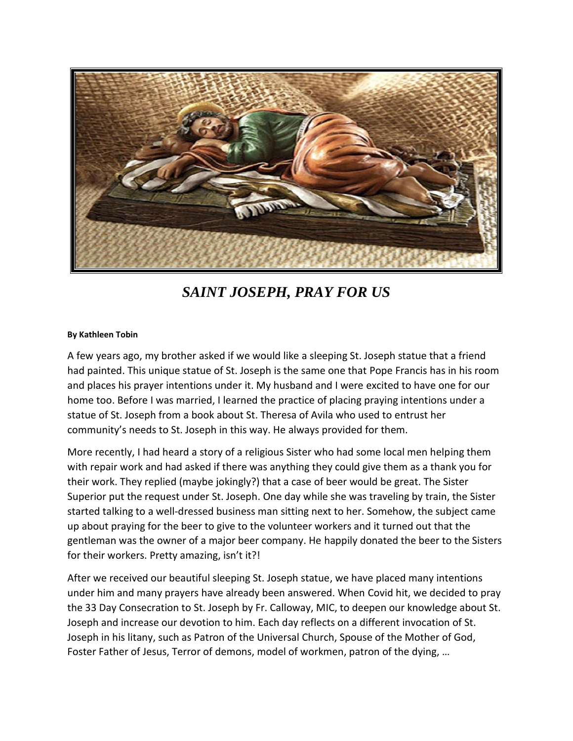# *SAINT JOSEPH, PRAY FOR US*

**By Kathleen Tobin**

A few years ago, my brother asked if we would like a sleeping St. Joseph statue that a friend had painted. This unique statue of St. Joseph is the same one that Pope Francis has in his room and places his prayer intentions under it. My husband and I were excited to have one for our home too. Before I was married, I learned the practice of placing praying intentions under a statue of St. Joseph from a book about St. Theresa of Avila who used to entrust her community's needs to St. Joseph in this way. He always provided for them.

More recently, I had heard a story of a religious Sister who had some local men helping them with repair work and had asked if there was anything they could give them as a thank you for their work. They replied (maybe jokingly?) that a case of beer would be great. The Sister Superior put the request under St. Joseph. One day while she was traveling by train, the Sister started talking to a well-dressed business man sitting next to her. Somehow, the subject came up about praying for the beer to give to the volunteer workers and it turned out that the gentleman was the owner of a major beer company. He happily donated the beer to the Sisters for their workers. Pretty amazing, isn't it?!

After we received our beautiful sleeping St. Joseph statue, we have placed many intentions under him and many prayers have already been answered. When Covid hit, we decided to pray the 33 Day Consecration to St. Joseph by Fr. Calloway, MIC, to deepen our knowledge about St. Joseph and increase our devotion to him. Each day reflects on a different invocation of St. Joseph in his litany, such as Patron of the Universal Church, Spouse of the Mother of God, Foster Father of Jesus, Terror of demons, model of workmen, patron of the dying, …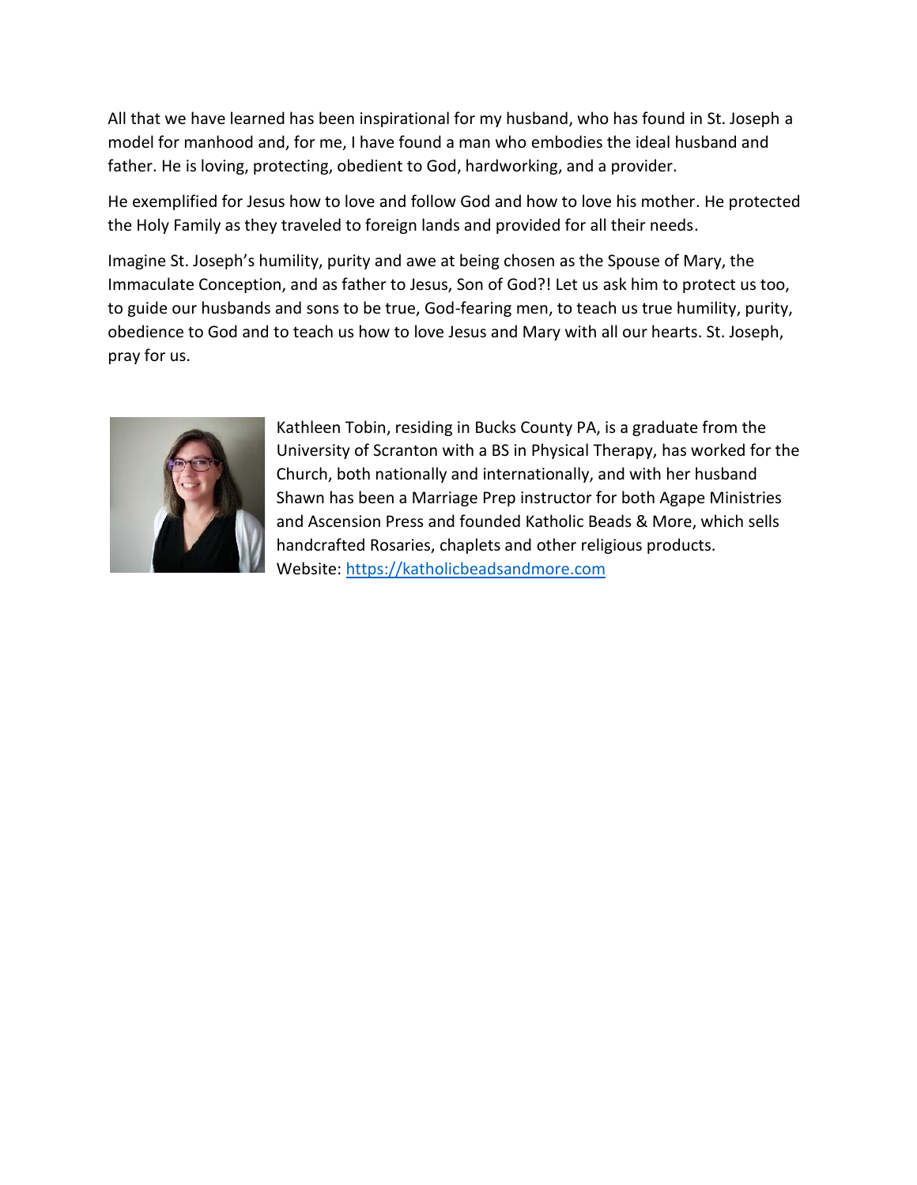All that we have learned has been inspirational for my husband, who has found in St. Joseph a model for manhood and, for me, I have found a man who embodies the ideal husband and father. He is loving, protecting, obedient to God, hardworking, and a provider.

He exemplified for Jesus how to love and follow God and how to love his mother. He protected the Holy Family as they traveled to foreign lands and provided for all their needs.

Imagine St. Joseph's humility, purity and awe at being chosen as the Spouse of Mary, the Immaculate Conception, and as father to Jesus, Son of God?! Let us ask him to protect us too, to guide our husbands and sons to be true, God-fearing men, to teach us true humility, purity, obedience to God and to teach us how to love Jesus and Mary with all our hearts. St. Joseph, pray for us.

Kathleen Tobin, residing in Bucks County PA, is a graduate from the University of Scranton with a BS in Physical Therapy, has worked for the Church, both nationally and internationally, and with her husband Shawn has been a Marriage Prep instructor for both Agape Ministries and Ascension Press and founded Katholic Beads & More, which sells handcrafted Rosaries, chaplets and other religious products.
Website: [https://katholicbeadsandmore.com](https://katholicbeadsandmore.com)